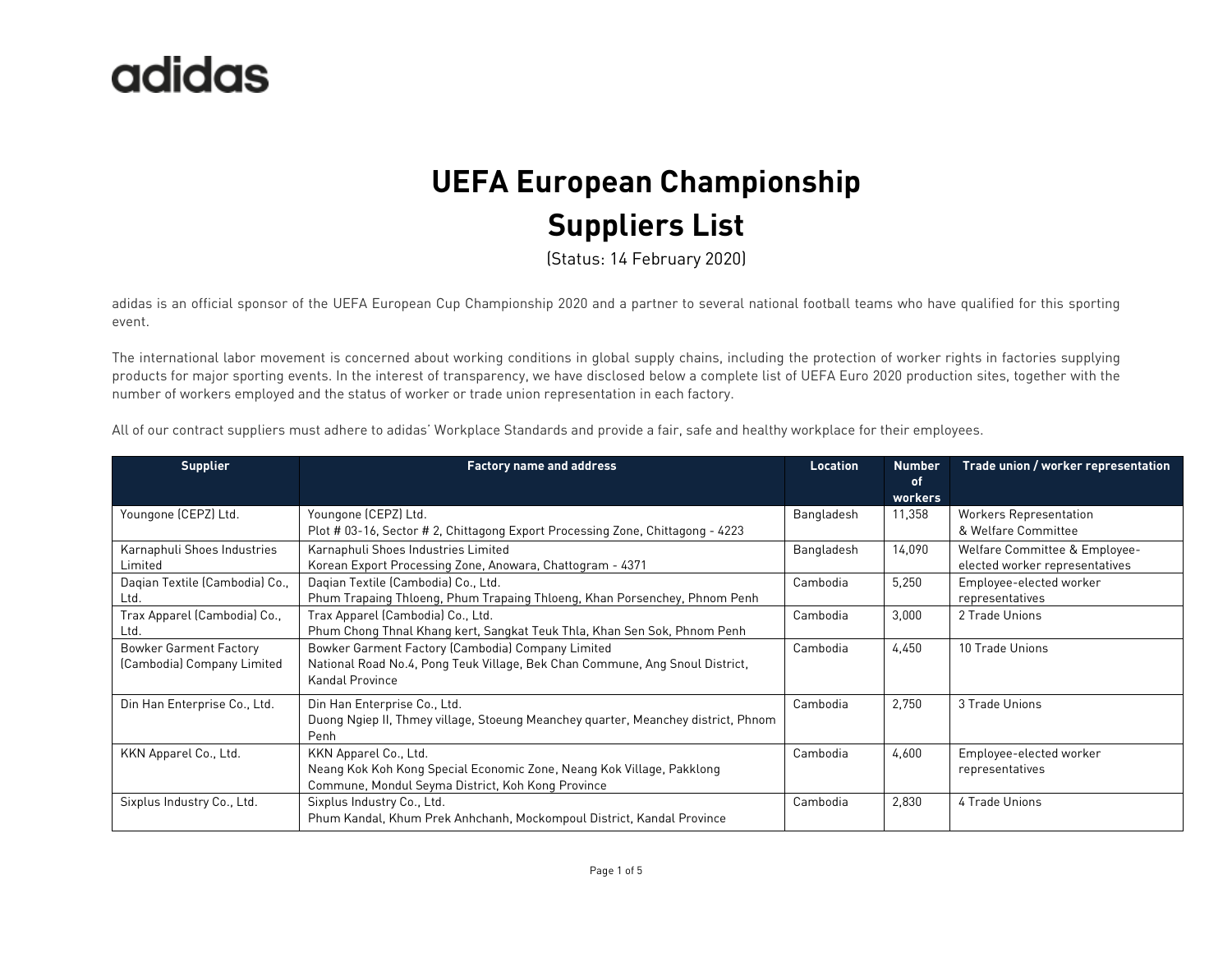adidas

# UEFA European Championship
# Suppliers List

(Status: 14 February 2020)

adidas is an official sponsor of the UEFA European Cup Championship 2020 and a partner to several national football teams who have qualified for this sporting event.

The international labor movement is concerned about working conditions in global supply chains, including the protection of worker rights in factories supplying products for major sporting events. In the interest of transparency, we have disclosed below a complete list of UEFA Euro 2020 production sites, together with the number of workers employed and the status of worker or trade union representation in each factory.

All of our contract suppliers must adhere to adidas' Workplace Standards and provide a fair, safe and healthy workplace for their employees.

| Supplier | Factory name and address | Location | Number of workers | Trade union / worker representation |
|---|---|---|---|---|
| Youngone (CEPZ) Ltd. | Youngone (CEPZ) Ltd.<br>Plot # 03-16, Sector # 2, Chittagong Export Processing Zone, Chittagong - 4223 | Bangladesh | 11,358 | Workers Representation & Welfare Committee |
| Karnaphuli Shoes Industries Limited | Karnaphuli Shoes Industries Limited<br>Korean Export Processing Zone, Anowara, Chattogram - 4371 | Bangladesh | 14,090 | Welfare Committee & Employee-elected worker representatives |
| Daqian Textile (Cambodia) Co., Ltd. | Daqian Textile (Cambodia) Co., Ltd.<br>Phum Trapaing Thloeng, Phum Trapaing Thloeng, Khan Porsenchey, Phnom Penh | Cambodia | 5,250 | Employee-elected worker representatives |
| Trax Apparel (Cambodia) Co., Ltd. | Trax Apparel (Cambodia) Co., Ltd.<br>Phum Chong Thnal Khang kert, Sangkat Teuk Thla, Khan Sen Sok, Phnom Penh | Cambodia | 3,000 | 2 Trade Unions |
| Bowker Garment Factory (Cambodia) Company Limited | Bowker Garment Factory (Cambodia) Company Limited<br>National Road No.4, Pong Teuk Village, Bek Chan Commune, Ang Snoul District, Kandal Province | Cambodia | 4,450 | 10 Trade Unions |
| Din Han Enterprise Co., Ltd. | Din Han Enterprise Co., Ltd.<br>Duong Ngiep II, Thmey village, Stoeung Meanchey quarter, Meanchey district, Phnom Penh | Cambodia | 2,750 | 3 Trade Unions |
| KKN Apparel Co., Ltd. | KKN Apparel Co., Ltd.<br>Neang Kok Koh Kong Special Economic Zone, Neang Kok Village, Pakklong Commune, Mondul Seyma District, Koh Kong Province | Cambodia | 4,600 | Employee-elected worker representatives |
| Sixplus Industry Co., Ltd. | Sixplus Industry Co., Ltd.<br>Phum Kandal, Khum Prek Anhchanh, Mockompoul District, Kandal Province | Cambodia | 2,830 | 4 Trade Unions |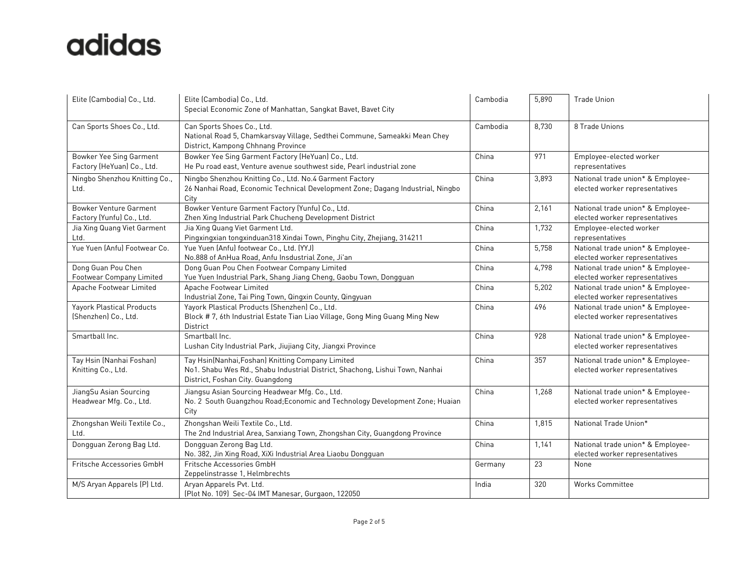adidas

| | | | | |
|---|---|---|---|---|
| Elite (Cambodia) Co., Ltd. | Elite (Cambodia) Co., Ltd.<br>Special Economic Zone of Manhattan, Sangkat Bavet, Bavet City | Cambodia | 5,890 | Trade Union |
| Can Sports Shoes Co., Ltd. | Can Sports Shoes Co., Ltd.<br>National Road 5, Chamkarsvay Village, Sedthei Commune, Sameakki Mean Chey District, Kampong Chhnang Province | Cambodia | 8,730 | 8 Trade Unions |
| Bowker Yee Sing Garment Factory (HeYuan) Co., Ltd. | Bowker Yee Sing Garment Factory (HeYuan) Co., Ltd.<br>He Pu road east, Venture avenue southwest side, Pearl industrial zone | China | 971 | Employee-elected worker representatives |
| Ningbo Shenzhou Knitting Co., Ltd. | Ningbo Shenzhou Knitting Co., Ltd. No.4 Garment Factory<br>26 Nanhai Road, Economic Technical Development Zone; Dagang Industrial, Ningbo City | China | 3,893 | National trade union* & Employee-elected worker representatives |
| Bowker Venture Garment Factory (Yunfu) Co., Ltd. | Bowker Venture Garment Factory (Yunfu) Co., Ltd.<br>Zhen Xing Industrial Park Chucheng Development District | China | 2,161 | National trade union* & Employee-elected worker representatives |
| Jia Xing Quang Viet Garment Ltd. | Jia Xing Quang Viet Garment Ltd.<br>Pingxingxian tongxinduan318 Xindai Town, Pinghu City, Zhejiang, 314211 | China | 1,732 | Employee-elected worker representatives |
| Yue Yuen (Anfu) Footwear Co. | Yue Yuen (Anfu) footwear Co., Ltd. (YYJ)<br>No.888 of AnHua Road, Anfu Insdustrial Zone, Ji'an | China | 5,758 | National trade union* & Employee-elected worker representatives |
| Dong Guan Pou Chen Footwear Company Limited | Dong Guan Pou Chen Footwear Company Limited<br>Yue Yuen Industrial Park, Shang Jiang Cheng, Gaobu Town, Dongguan | China | 4,798 | National trade union* & Employee-elected worker representatives |
| Apache Footwear Limited | Apache Footwear Limited<br>Industrial Zone, Tai Ping Town, Qingxin County, Qingyuan | China | 5,202 | National trade union* & Employee-elected worker representatives |
| Yayork Plastical Products (Shenzhen) Co., Ltd. | Yayork Plastical Products (Shenzhen) Co., Ltd.<br>Block # 7, 6th Industrial Estate Tian Liao Village, Gong Ming Guang Ming New District | China | 496 | National trade union* & Employee-elected worker representatives |
| Smartball Inc. | Smartball Inc.<br>Lushan City Industrial Park, Jiujiang City, Jiangxi Province | China | 928 | National trade union* & Employee-elected worker representatives |
| Tay Hsin (Nanhai Foshan) Knitting Co., Ltd. | Tay Hsin(Nanhai,Foshan) Knitting Company Limited<br>No1. Shabu Wes Rd., Shabu Industrial District, Shachong, Lishui Town, Nanhai District, Foshan City. Guangdong | China | 357 | National trade union* & Employee-elected worker representatives |
| JiangSu Asian Sourcing Headwear Mfg. Co., Ltd. | Jiangsu Asian Sourcing Headwear Mfg. Co., Ltd.<br>No. 2 South Guangzhou Road;Economic and Technology Development Zone; Huaian City | China | 1,268 | National trade union* & Employee-elected worker representatives |
| Zhongshan Weili Textile Co., Ltd. | Zhongshan Weili Textile Co., Ltd.<br>The 2nd Industrial Area, Sanxiang Town, Zhongshan City, Guangdong Province | China | 1,815 | National Trade Union* |
| Dongguan Zerong Bag Ltd. | Dongguan Zerong Bag Ltd.<br>No. 382, Jin Xing Road, XiXi Industrial Area Liaobu Dongguan | China | 1,141 | National trade union* & Employee-elected worker representatives |
| Fritsche Accessories GmbH | Fritsche Accessories GmbH<br>Zeppelinstrasse 1, Helmbrechts | Germany | 23 | None |
| M/S Aryan Apparels (P) Ltd. | Aryan Apparels Pvt. Ltd.<br>(Plot No. 109) Sec-04 IMT Manesar, Gurgaon, 122050 | India | 320 | Works Committee |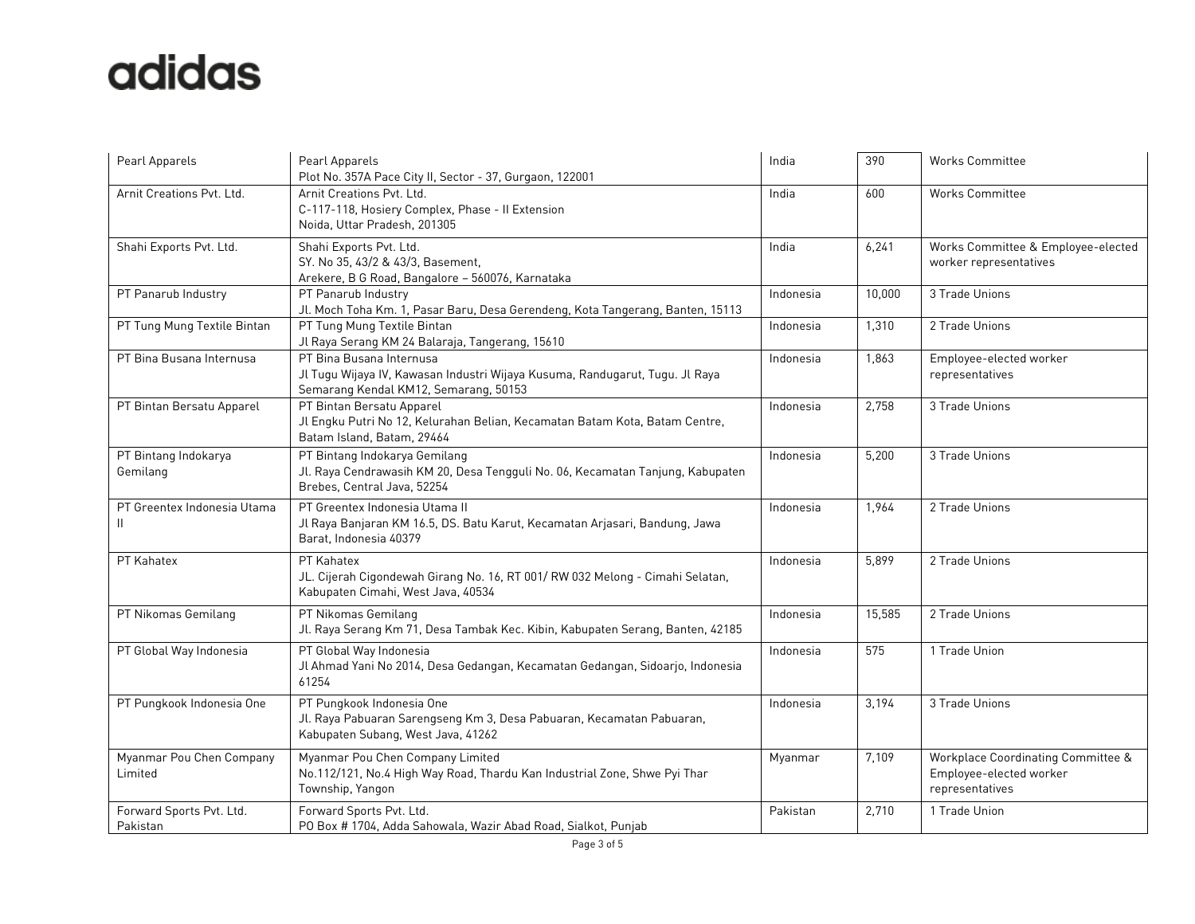| | | | | |
|---|---|---|---|---|
| Pearl Apparels | Pearl Apparels<br>Plot No. 357A Pace City II, Sector - 37, Gurgaon, 122001 | India | 390 | Works Committee |
| Arnit Creations Pvt. Ltd. | Arnit Creations Pvt. Ltd.<br>C-117-118, Hosiery Complex, Phase - II Extension<br>Noida, Uttar Pradesh, 201305 | India | 600 | Works Committee |
| Shahi Exports Pvt. Ltd. | Shahi Exports Pvt. Ltd.<br>SY. No 35, 43/2 & 43/3, Basement,<br>Arekere, B G Road, Bangalore – 560076, Karnataka | India | 6,241 | Works Committee & Employee-elected worker representatives |
| PT Panarub Industry | PT Panarub Industry<br>Jl. Moch Toha Km. 1, Pasar Baru, Desa Gerendeng, Kota Tangerang, Banten, 15113 | Indonesia | 10,000 | 3 Trade Unions |
| PT Tung Mung Textile Bintan | PT Tung Mung Textile Bintan<br>Jl Raya Serang KM 24 Balaraja, Tangerang, 15610 | Indonesia | 1,310 | 2 Trade Unions |
| PT Bina Busana Internusa | PT Bina Busana Internusa<br>Jl Tugu Wijaya IV, Kawasan Industri Wijaya Kusuma, Randugarut, Tugu. Jl Raya Semarang Kendal KM12, Semarang, 50153 | Indonesia | 1,863 | Employee-elected worker representatives |
| PT Bintan Bersatu Apparel | PT Bintan Bersatu Apparel<br>Jl Engku Putri No 12, Kelurahan Belian, Kecamatan Batam Kota, Batam Centre, Batam Island, Batam, 29464 | Indonesia | 2,758 | 3 Trade Unions |
| PT Bintang Indokarya Gemilang | PT Bintang Indokarya Gemilang<br>Jl. Raya Cendrawasih KM 20, Desa Tengguli No. 06, Kecamatan Tanjung, Kabupaten Brebes, Central Java, 52254 | Indonesia | 5,200 | 3 Trade Unions |
| PT Greentex Indonesia Utama II | PT Greentex Indonesia Utama II<br>Jl Raya Banjaran KM 16.5, DS. Batu Karut, Kecamatan Arjasari, Bandung, Jawa Barat, Indonesia 40379 | Indonesia | 1,964 | 2 Trade Unions |
| PT Kahatex | PT Kahatex<br>JL. Cijerah Cigondewah Girang No. 16, RT 001/ RW 032 Melong - Cimahi Selatan, Kabupaten Cimahi, West Java, 40534 | Indonesia | 5,899 | 2 Trade Unions |
| PT Nikomas Gemilang | PT Nikomas Gemilang<br>Jl. Raya Serang Km 71, Desa Tambak Kec. Kibin, Kabupaten Serang, Banten, 42185 | Indonesia | 15,585 | 2 Trade Unions |
| PT Global Way Indonesia | PT Global Way Indonesia<br>Jl Ahmad Yani No 2014, Desa Gedangan, Kecamatan Gedangan, Sidoarjo, Indonesia 61254 | Indonesia | 575 | 1 Trade Union |
| PT Pungkook Indonesia One | PT Pungkook Indonesia One<br>Jl. Raya Pabuaran Sarengseng Km 3, Desa Pabuaran, Kecamatan Pabuaran, Kabupaten Subang, West Java, 41262 | Indonesia | 3,194 | 3 Trade Unions |
| Myanmar Pou Chen Company Limited | Myanmar Pou Chen Company Limited<br>No.112/121, No.4 High Way Road, Thardu Kan Industrial Zone, Shwe Pyi Thar Township, Yangon | Myanmar | 7,109 | Workplace Coordinating Committee & Employee-elected worker representatives |
| Forward Sports Pvt. Ltd. Pakistan | Forward Sports Pvt. Ltd.<br>PO Box # 1704, Adda Sahowala, Wazir Abad Road, Sialkot, Punjab | Pakistan | 2,710 | 1 Trade Union |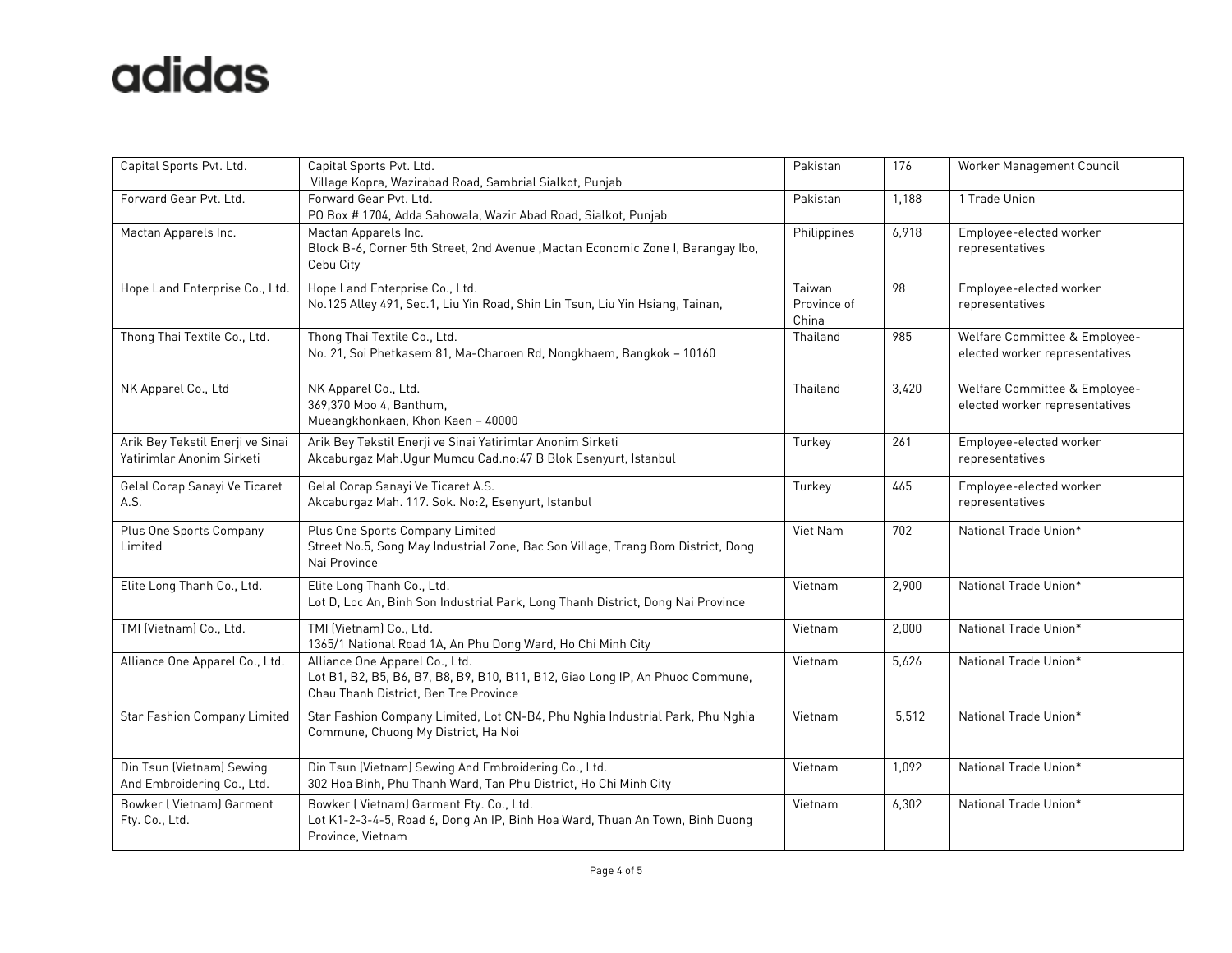adidas

| | | | | |
|---|---|---|---|---|
| Capital Sports Pvt. Ltd. | Capital Sports Pvt. Ltd.<br>Village Kopra, Wazirabad Road, Sambrial Sialkot, Punjab | Pakistan | 176 | Worker Management Council |
| Forward Gear Pvt. Ltd. | Forward Gear Pvt. Ltd.<br>PO Box # 1704, Adda Sahowala, Wazir Abad Road, Sialkot, Punjab | Pakistan | 1,188 | 1 Trade Union |
| Mactan Apparels Inc. | Mactan Apparels Inc.<br>Block B-6, Corner 5th Street, 2nd Avenue ,Mactan Economic Zone I, Barangay Ibo, Cebu City | Philippines | 6,918 | Employee-elected worker representatives |
| Hope Land Enterprise Co., Ltd. | Hope Land Enterprise Co., Ltd.<br>No.125 Alley 491, Sec.1, Liu Yin Road, Shin Lin Tsun, Liu Yin Hsiang, Tainan, | Taiwan Province of China | 98 | Employee-elected worker representatives |
| Thong Thai Textile Co., Ltd. | Thong Thai Textile Co., Ltd.<br>No. 21, Soi Phetkasem 81, Ma-Charoen Rd, Nongkhaem, Bangkok – 10160 | Thailand | 985 | Welfare Committee & Employee-elected worker representatives |
| NK Apparel Co., Ltd | NK Apparel Co., Ltd.<br>369,370 Moo 4, Banthum,<br>Mueangkhonkaen, Khon Kaen – 40000 | Thailand | 3,420 | Welfare Committee & Employee-elected worker representatives |
| Arik Bey Tekstil Enerji ve Sinai Yatirimlar Anonim Sirketi | Arik Bey Tekstil Enerji ve Sinai Yatirimlar Anonim Sirketi<br>Akcaburgaz Mah.Ugur Mumcu Cad.no:47 B Blok Esenyurt, Istanbul | Turkey | 261 | Employee-elected worker representatives |
| Gelal Corap Sanayi Ve Ticaret A.S. | Gelal Corap Sanayi Ve Ticaret A.S.<br>Akcaburgaz Mah. 117. Sok. No:2, Esenyurt, Istanbul | Turkey | 465 | Employee-elected worker representatives |
| Plus One Sports Company Limited | Plus One Sports Company Limited<br>Street No.5, Song May Industrial Zone, Bac Son Village, Trang Bom District, Dong Nai Province | Viet Nam | 702 | National Trade Union* |
| Elite Long Thanh Co., Ltd. | Elite Long Thanh Co., Ltd.<br>Lot D, Loc An, Binh Son Industrial Park, Long Thanh District, Dong Nai Province | Vietnam | 2,900 | National Trade Union* |
| TMI (Vietnam) Co., Ltd. | TMI (Vietnam) Co., Ltd.<br>1365/1 National Road 1A, An Phu Dong Ward, Ho Chi Minh City | Vietnam | 2,000 | National Trade Union* |
| Alliance One Apparel Co., Ltd. | Alliance One Apparel Co., Ltd.<br>Lot B1, B2, B5, B6, B7, B8, B9, B10, B11, B12, Giao Long IP, An Phuoc Commune, Chau Thanh District, Ben Tre Province | Vietnam | 5,626 | National Trade Union* |
| Star Fashion Company Limited | Star Fashion Company Limited, Lot CN-B4, Phu Nghia Industrial Park, Phu Nghia Commune, Chuong My District, Ha Noi | Vietnam | 5,512 | National Trade Union* |
| Din Tsun (Vietnam) Sewing And Embroidering Co., Ltd. | Din Tsun (Vietnam) Sewing And Embroidering Co., Ltd.<br>302 Hoa Binh, Phu Thanh Ward, Tan Phu District, Ho Chi Minh City | Vietnam | 1,092 | National Trade Union* |
| Bowker ( Vietnam) Garment Fty. Co., Ltd. | Bowker ( Vietnam) Garment Fty. Co., Ltd.<br>Lot K1-2-3-4-5, Road 6, Dong An IP, Binh Hoa Ward, Thuan An Town, Binh Duong Province, Vietnam | Vietnam | 6,302 | National Trade Union* |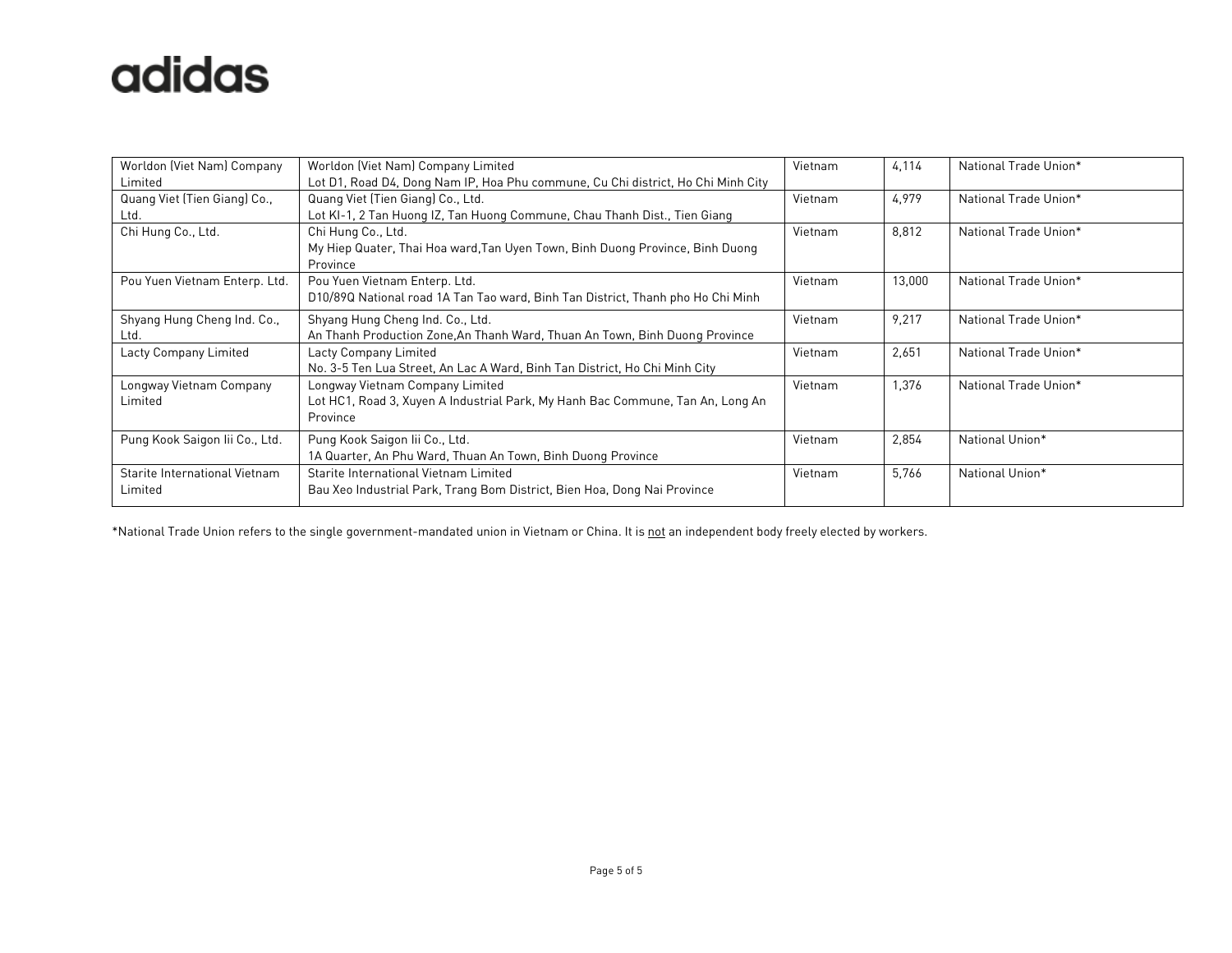| | | | | |
|---|---|---|---|---|
| Worldon (Viet Nam) Company Limited | Worldon (Viet Nam) Company Limited<br>Lot D1, Road D4, Dong Nam IP, Hoa Phu commune, Cu Chi district, Ho Chi Minh City | Vietnam | 4,114 | National Trade Union* |
| Quang Viet (Tien Giang) Co., Ltd. | Quang Viet (Tien Giang) Co., Ltd.<br>Lot KI-1, 2 Tan Huong IZ, Tan Huong Commune, Chau Thanh Dist., Tien Giang | Vietnam | 4,979 | National Trade Union* |
| Chi Hung Co., Ltd. | Chi Hung Co., Ltd.<br>My Hiep Quater, Thai Hoa ward,Tan Uyen Town, Binh Duong Province, Binh Duong Province | Vietnam | 8,812 | National Trade Union* |
| Pou Yuen Vietnam Enterp. Ltd. | Pou Yuen Vietnam Enterp. Ltd.<br>D10/89Q National road 1A Tan Tao ward, Binh Tan District, Thanh pho Ho Chi Minh | Vietnam | 13,000 | National Trade Union* |
| Shyang Hung Cheng Ind. Co., Ltd. | Shyang Hung Cheng Ind. Co., Ltd.<br>An Thanh Production Zone,An Thanh Ward, Thuan An Town, Binh Duong Province | Vietnam | 9,217 | National Trade Union* |
| Lacty Company Limited | Lacty Company Limited<br>No. 3-5 Ten Lua Street, An Lac A Ward, Binh Tan District, Ho Chi Minh City | Vietnam | 2,651 | National Trade Union* |
| Longway Vietnam Company Limited | Longway Vietnam Company Limited<br>Lot HC1, Road 3, Xuyen A Industrial Park, My Hanh Bac Commune, Tan An, Long An Province | Vietnam | 1,376 | National Trade Union* |
| Pung Kook Saigon Iii Co., Ltd. | Pung Kook Saigon Iii Co., Ltd.<br>1A Quarter, An Phu Ward, Thuan An Town, Binh Duong Province | Vietnam | 2,854 | National Union* |
| Starite International Vietnam Limited | Starite International Vietnam Limited<br>Bau Xeo Industrial Park, Trang Bom District, Bien Hoa, Dong Nai Province | Vietnam | 5,766 | National Union* |

*National Trade Union refers to the single government-mandated union in Vietnam or China. It is not an independent body freely elected by workers.